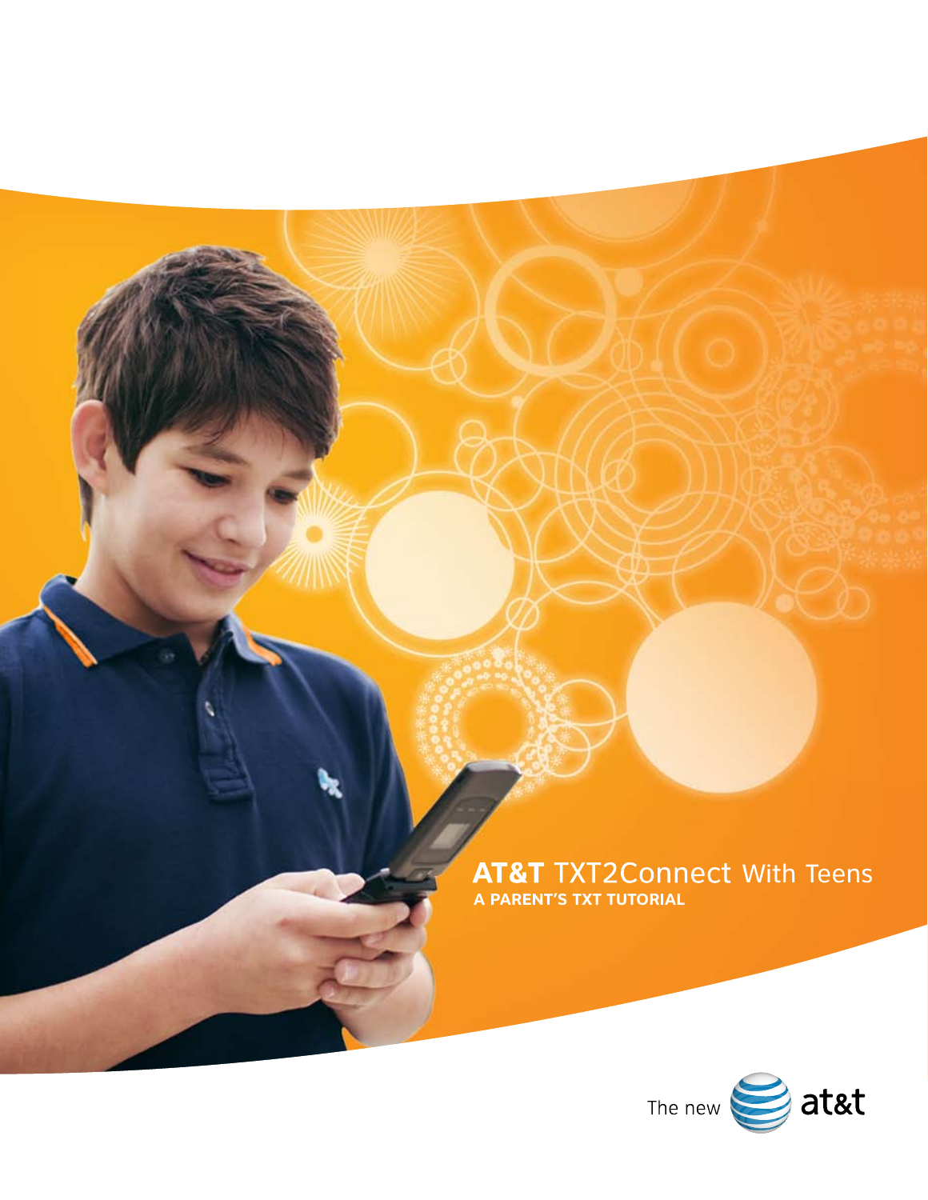# **AT&T** TXT2Connect With Teens

## A PARENT'S TXT TUTORIAL

The new at&t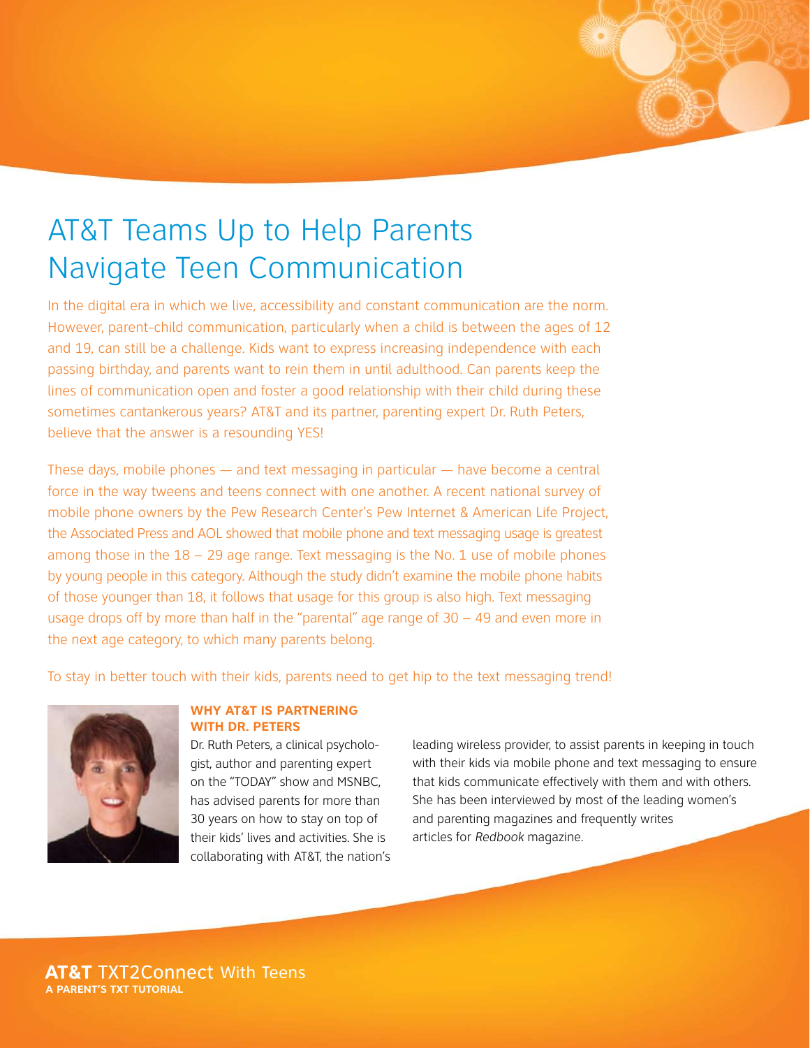# AT&T Teams Up to Help Parents Navigate Teen Communication

In the digital era in which we live, accessibility and constant communication are the norm. However, parent-child communication, particularly when a child is between the ages of 12 and 19, can still be a challenge. Kids want to express increasing independence with each passing birthday, and parents want to rein them in until adulthood. Can parents keep the lines of communication open and foster a good relationship with their child during these sometimes cantankerous years? AT&T and its partner, parenting expert Dr. Ruth Peters, believe that the answer is a resounding YES!

These days, mobile phones — and text messaging in particular — have become a central force in the way tweens and teens connect with one another. A recent national survey of mobile phone owners by the Pew Research Center's Pew Internet & American Life Project, the Associated Press and AOL showed that mobile phone and text messaging usage is greatest among those in the 18 – 29 age range. Text messaging is the No. 1 use of mobile phones by young people in this category. Although the study didn't examine the mobile phone habits of those younger than 18, it follows that usage for this group is also high. Text messaging usage drops off by more than half in the "parental" age range of 30 – 49 and even more in the next age category, to which many parents belong.

To stay in better touch with their kids, parents need to get hip to the text messaging trend!

### WHY AT&T IS PARTNERING WITH DR. PETERS

Dr. Ruth Peters, a clinical psychologist, author and parenting expert on the "TODAY" show and MSNBC, has advised parents for more than 30 years on how to stay on top of their kids' lives and activities. She is collaborating with AT&T, the nation's leading wireless provider, to assist parents in keeping in touch with their kids via mobile phone and text messaging to ensure that kids communicate effectively with them and with others. She has been interviewed by most of the leading women's and parenting magazines and frequently writes articles for *Redbook* magazine.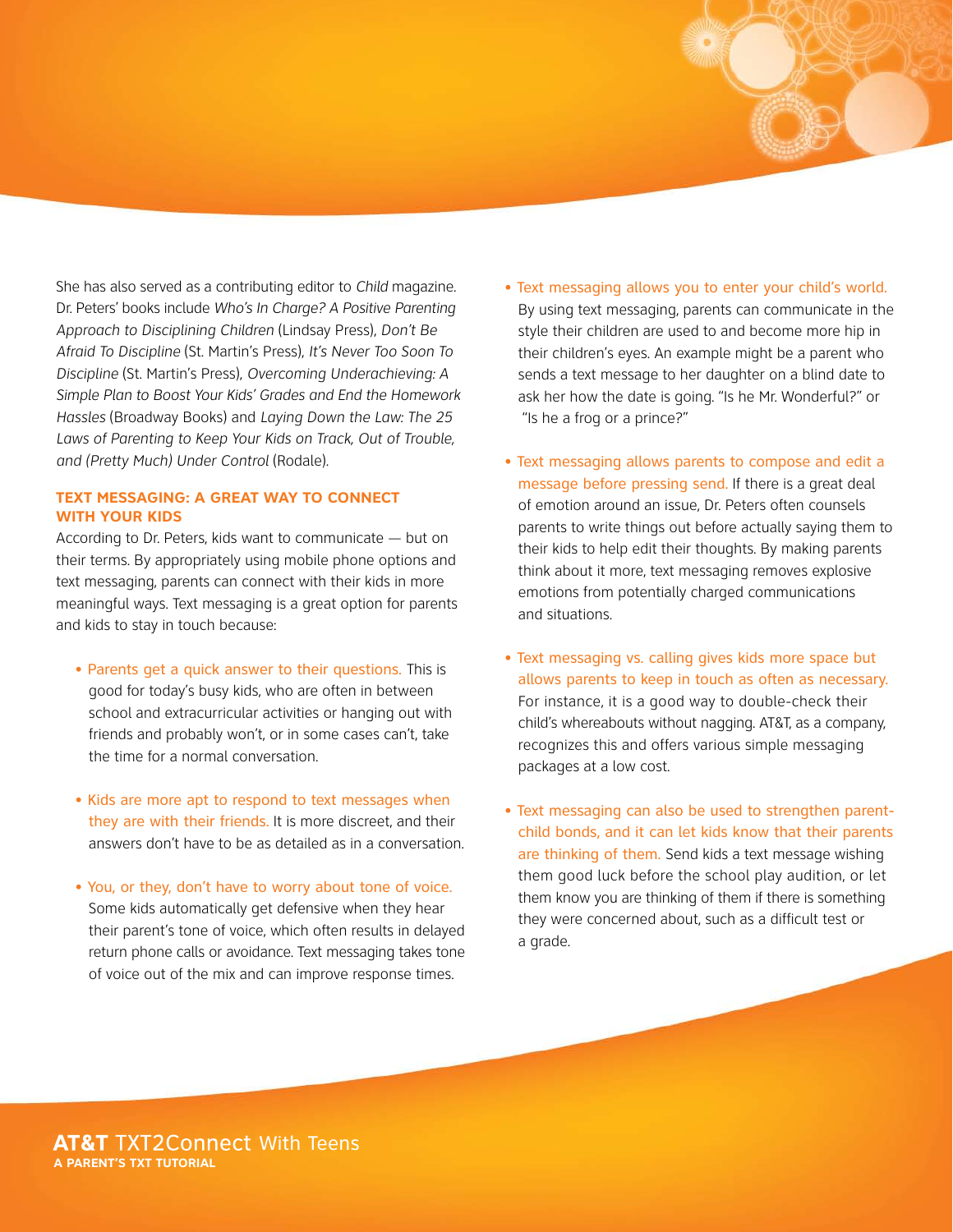She has also served as a contributing editor to *Child* magazine. Dr. Peters' books include *Who's In Charge? A Positive Parenting Approach to Disciplining Children* (Lindsay Press), *Don't Be Afraid To Discipline* (St. Martin's Press), *It's Never Too Soon To Discipline* (St. Martin's Press), *Overcoming Underachieving: A Simple Plan to Boost Your Kids' Grades and End the Homework Hassles* (Broadway Books) and *Laying Down the Law: The 25 Laws of Parenting to Keep Your Kids on Track, Out of Trouble, and (Pretty Much) Under Control* (Rodale).

## TEXT MESSAGING: A GREAT WAY TO CONNECT WITH YOUR KIDS

According to Dr. Peters, kids want to communicate — but on their terms. By appropriately using mobile phone options and text messaging, parents can connect with their kids in more meaningful ways. Text messaging is a great option for parents and kids to stay in touch because:

- Parents get a quick answer to their questions. This is good for today's busy kids, who are often in between school and extracurricular activities or hanging out with friends and probably won't, or in some cases can't, take the time for a normal conversation.

- Kids are more apt to respond to text messages when they are with their friends. It is more discreet, and their answers don't have to be as detailed as in a conversation.

- You, or they, don't have to worry about tone of voice. Some kids automatically get defensive when they hear their parent's tone of voice, which often results in delayed return phone calls or avoidance. Text messaging takes tone of voice out of the mix and can improve response times.

- Text messaging allows you to enter your child's world. By using text messaging, parents can communicate in the style their children are used to and become more hip in their children's eyes. An example might be a parent who sends a text message to her daughter on a blind date to ask her how the date is going. "Is he Mr. Wonderful?" or "Is he a frog or a prince?"

- Text messaging allows parents to compose and edit a message before pressing send. If there is a great deal of emotion around an issue, Dr. Peters often counsels parents to write things out before actually saying them to their kids to help edit their thoughts. By making parents think about it more, text messaging removes explosive emotions from potentially charged communications and situations.

- Text messaging vs. calling gives kids more space but allows parents to keep in touch as often as necessary. For instance, it is a good way to double-check their child's whereabouts without nagging. AT&T, as a company, recognizes this and offers various simple messaging packages at a low cost.

- Text messaging can also be used to strengthen parent-child bonds, and it can let kids know that their parents are thinking of them. Send kids a text message wishing them good luck before the school play audition, or let them know you are thinking of them if there is something they were concerned about, such as a difficult test or a grade.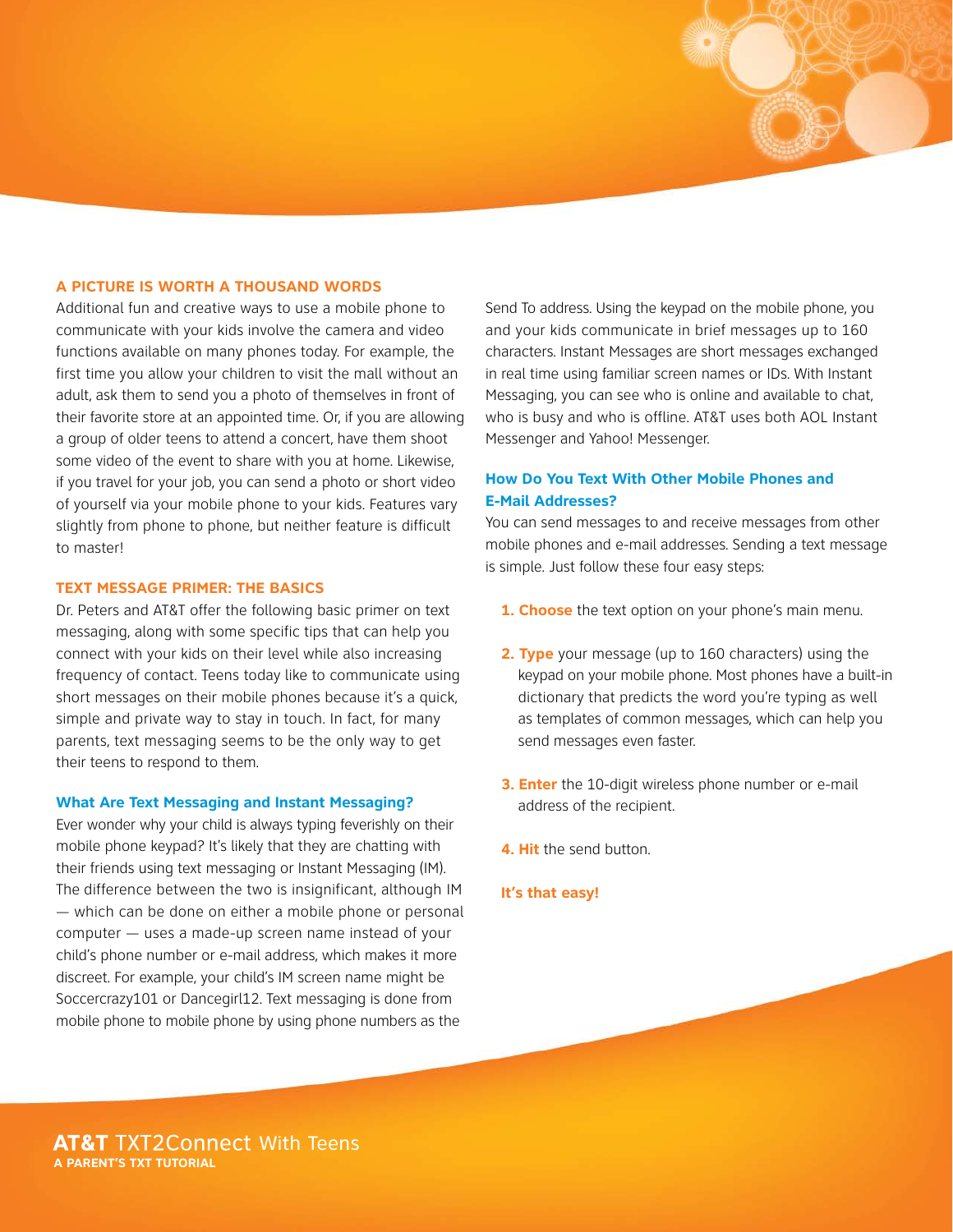## A PICTURE IS WORTH A THOUSAND WORDS

Additional fun and creative ways to use a mobile phone to communicate with your kids involve the camera and video functions available on many phones today. For example, the first time you allow your children to visit the mall without an adult, ask them to send you a photo of themselves in front of their favorite store at an appointed time. Or, if you are allowing a group of older teens to attend a concert, have them shoot some video of the event to share with you at home. Likewise, if you travel for your job, you can send a photo or short video of yourself via your mobile phone to your kids. Features vary slightly from phone to phone, but neither feature is difficult to master!

## TEXT MESSAGE PRIMER: THE BASICS

Dr. Peters and AT&T offer the following basic primer on text messaging, along with some specific tips that can help you connect with your kids on their level while also increasing frequency of contact. Teens today like to communicate using short messages on their mobile phones because it's a quick, simple and private way to stay in touch. In fact, for many parents, text messaging seems to be the only way to get their teens to respond to them.

### What Are Text Messaging and Instant Messaging?

Ever wonder why your child is always typing feverishly on their mobile phone keypad? It's likely that they are chatting with their friends using text messaging or Instant Messaging (IM). The difference between the two is insignificant, although IM — which can be done on either a mobile phone or personal computer — uses a made-up screen name instead of your child's phone number or e-mail address, which makes it more discreet. For example, your child's IM screen name might be Soccercrazy101 or Dancegirl12. Text messaging is done from mobile phone to mobile phone by using phone numbers as the Send To address. Using the keypad on the mobile phone, you and your kids communicate in brief messages up to 160 characters. Instant Messages are short messages exchanged in real time using familiar screen names or IDs. With Instant Messaging, you can see who is online and available to chat, who is busy and who is offline. AT&T uses both AOL Instant Messenger and Yahoo! Messenger.

### How Do You Text With Other Mobile Phones and E-Mail Addresses?

You can send messages to and receive messages from other mobile phones and e-mail addresses. Sending a text message is simple. Just follow these four easy steps:

1. **Choose** the text option on your phone's main menu.
2. **Type** your message (up to 160 characters) using the keypad on your mobile phone. Most phones have a built-in dictionary that predicts the word you're typing as well as templates of common messages, which can help you send messages even faster.
3. **Enter** the 10-digit wireless phone number or e-mail address of the recipient.
4. **Hit** the send button.

**It's that easy!**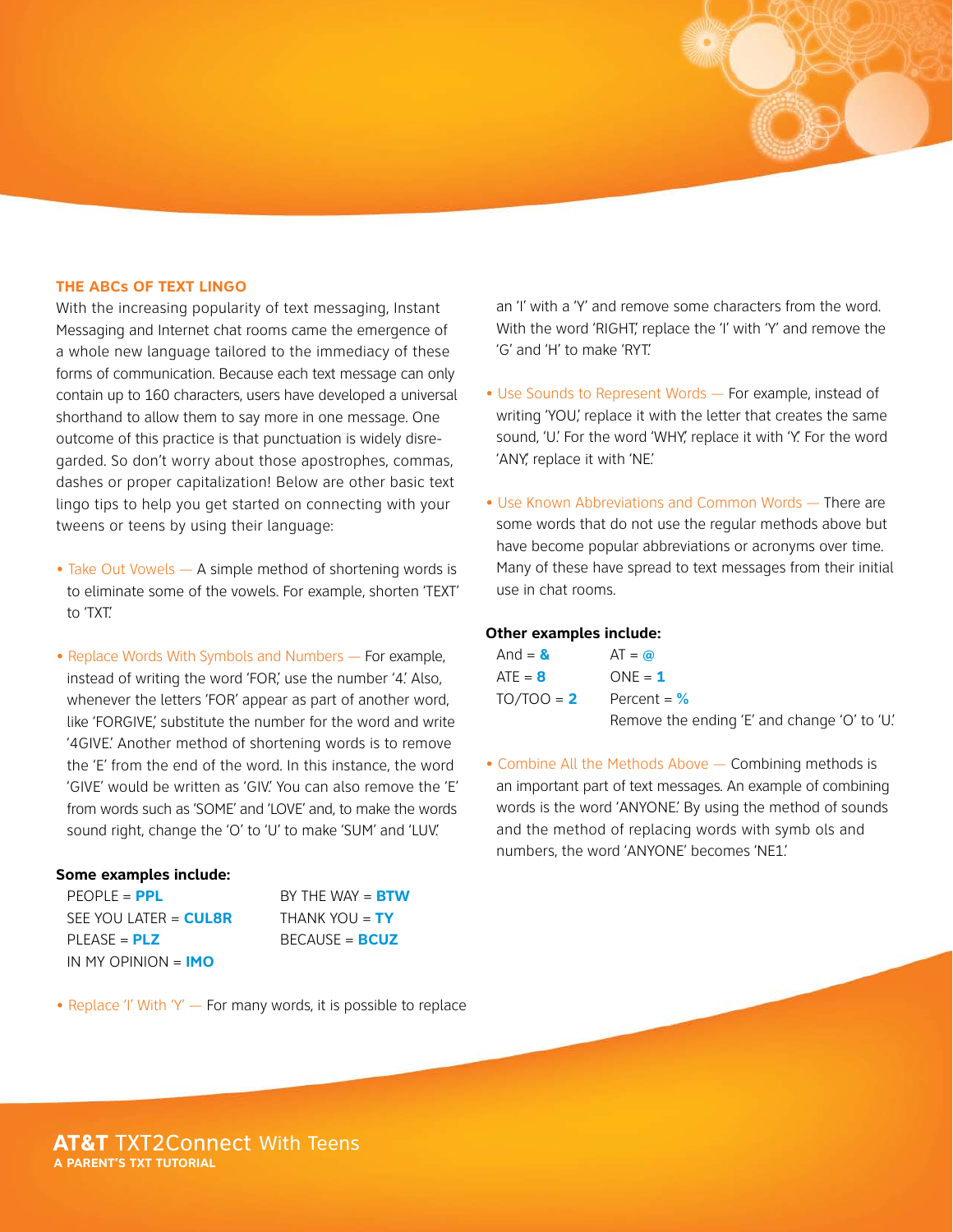## THE ABCs OF TEXT LINGO

With the increasing popularity of text messaging, Instant Messaging and Internet chat rooms came the emergence of a whole new language tailored to the immediacy of these forms of communication. Because each text message can only contain up to 160 characters, users have developed a universal shorthand to allow them to say more in one message. One outcome of this practice is that punctuation is widely disregarded. So don't worry about those apostrophes, commas, dashes or proper capitalization! Below are other basic text lingo tips to help you get started on connecting with your tweens or teens by using their language:

- Take Out Vowels — A simple method of shortening words is to eliminate some of the vowels. For example, shorten 'TEXT' to 'TXT.'

- Replace Words With Symbols and Numbers — For example, instead of writing the word 'FOR,' use the number '4.' Also, whenever the letters 'FOR' appear as part of another word, like 'FORGIVE,' substitute the number for the word and write '4GIVE.' Another method of shortening words is to remove the 'E' from the end of the word. In this instance, the word 'GIVE' would be written as 'GIV.' You can also remove the 'E' from words such as 'SOME' and 'LOVE' and, to make the words sound right, change the 'O' to 'U' to make 'SUM' and 'LUV.'

**Some examples include:**

| | |
|---|---|
| PEOPLE = **PPL** | BY THE WAY = **BTW** |
| SEE YOU LATER = **CUL8R** | THANK YOU = **TY** |
| PLEASE = **PLZ** | BECAUSE = **BCUZ** |
| IN MY OPINION = **IMO** | |

- Replace 'I' With 'Y' — For many words, it is possible to replace an 'I' with a 'Y' and remove some characters from the word. With the word 'RIGHT,' replace the 'I' with 'Y' and remove the 'G' and 'H' to make 'RYT.'

- Use Sounds to Represent Words — For example, instead of writing 'YOU,' replace it with the letter that creates the same sound, 'U.' For the word 'WHY,' replace it with 'Y.' For the word 'ANY,' replace it with 'NE.'

- Use Known Abbreviations and Common Words — There are some words that do not use the regular methods above but have become popular abbreviations or acronyms over time. Many of these have spread to text messages from their initial use in chat rooms.

**Other examples include:**

| | |
|---|---|
| And = **&** | AT = **@** |
| ATE = **8** | ONE = **1** |
| TO/TOO = **2** | Percent = **%** |
| | Remove the ending 'E' and change 'O' to 'U.' |

- Combine All the Methods Above — Combining methods is an important part of text messages. An example of combining words is the word 'ANYONE.' By using the method of sounds and the method of replacing words with symb ols and numbers, the word 'ANYONE' becomes 'NE1.'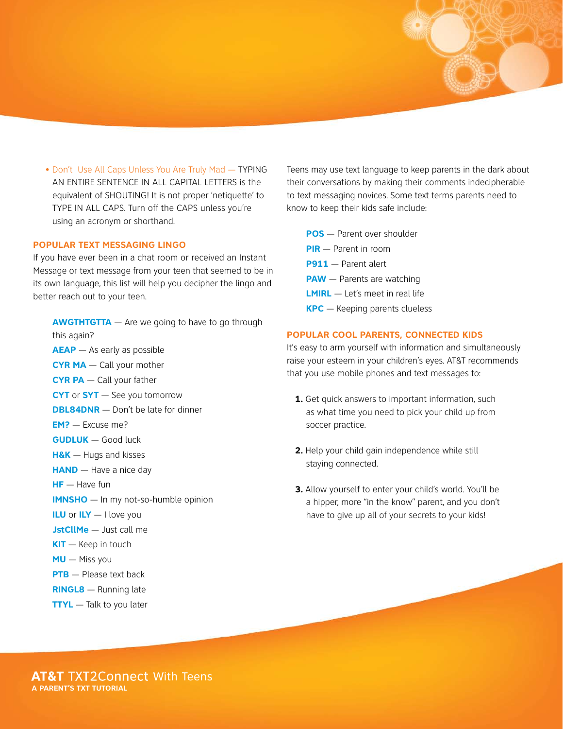- Don't  Use All Caps Unless You Are Truly Mad — TYPING AN ENTIRE SENTENCE IN ALL CAPITAL LETTERS is the equivalent of SHOUTING! It is not proper 'netiquette' to TYPE IN ALL CAPS. Turn off the CAPS unless you're using an acronym or shorthand.

## POPULAR TEXT MESSAGING LINGO

If you have ever been in a chat room or received an Instant Message or text message from your teen that seemed to be in its own language, this list will help you decipher the lingo and better reach out to your teen.

**AWGTHTGTTA** — Are we going to have to go through this again?
**AEAP** — As early as possible
**CYR MA** — Call your mother
**CYR PA** — Call your father
**CYT** or **SYT** — See you tomorrow
**DBL84DNR** — Don't be late for dinner
**EM?** — Excuse me?
**GUDLUK** — Good luck
**H&K** — Hugs and kisses
**HAND** — Have a nice day
**HF** — Have fun
**IMNSHO** — In my not-so-humble opinion
**ILU** or **ILY** — I love you
**JstCllMe** — Just call me
**KIT** — Keep in touch
**MU** — Miss you
**PTB** — Please text back
**RINGL8** — Running late
**TTYL** — Talk to you later

Teens may use text language to keep parents in the dark about their conversations by making their comments indecipherable to text messaging novices. Some text terms parents need to know to keep their kids safe include:

**POS** — Parent over shoulder
**PIR** — Parent in room
**P911** — Parent alert
**PAW** — Parents are watching
**LMIRL** — Let's meet in real life
**KPC** — Keeping parents clueless

## POPULAR COOL PARENTS, CONNECTED KIDS

It's easy to arm yourself with information and simultaneously raise your esteem in your children's eyes. AT&T recommends that you use mobile phones and text messages to:

1. Get quick answers to important information, such as what time you need to pick your child up from soccer practice.
2. Help your child gain independence while still staying connected.
3. Allow yourself to enter your child's world. You'll be a hipper, more "in the know" parent, and you don't have to give up all of your secrets to your kids!